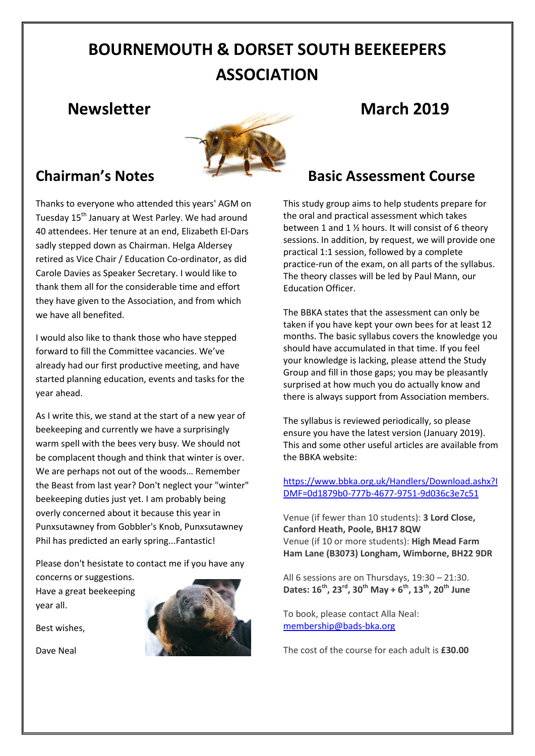# BOURNEMOUTH & DORSET SOUTH BEEKEEPERS ASSOCIATION

## Newsletter — March 2019

## Chairman's Notes

Thanks to everyone who attended this years' AGM on Tuesday 15th January at West Parley. We had around 40 attendees. Her tenure at an end, Elizabeth El-Dars sadly stepped down as Chairman. Helga Aldersey retired as Vice Chair / Education Co-ordinator, as did Carole Davies as Speaker Secretary. I would like to thank them all for the considerable time and effort they have given to the Association, and from which we have all benefited.

I would also like to thank those who have stepped forward to fill the Committee vacancies. We've already had our first productive meeting, and have started planning education, events and tasks for the year ahead.

As I write this, we stand at the start of a new year of beekeeping and currently we have a surprisingly warm spell with the bees very busy. We should not be complacent though and think that winter is over. We are perhaps not out of the woods… Remember the Beast from last year? Don't neglect your "winter" beekeeping duties just yet. I am probably being overly concerned about it because this year in Punxsutawney from Gobbler's Knob, Punxsutawney Phil has predicted an early spring...Fantastic!

Please don't hesistate to contact me if you have any concerns or suggestions.

Have a great beekeeping year all.

Best wishes,

Dave Neal

## Basic Assessment Course

This study group aims to help students prepare for the oral and practical assessment which takes between 1 and 1 ½ hours. It will consist of 6 theory sessions. In addition, by request, we will provide one practical 1:1 session, followed by a complete practice-run of the exam, on all parts of the syllabus. The theory classes will be led by Paul Mann, our Education Officer.

The BBKA states that the assessment can only be taken if you have kept your own bees for at least 12 months. The basic syllabus covers the knowledge you should have accumulated in that time. If you feel your knowledge is lacking, please attend the Study Group and fill in those gaps; you may be pleasantly surprised at how much you do actually know and there is always support from Association members.

The syllabus is reviewed periodically, so please ensure you have the latest version (January 2019). This and some other useful articles are available from the BBKA website:

https://www.bbka.org.uk/Handlers/Download.ashx?IDMF=0d1879b0-777b-4677-9751-9d036c3e7c51

Venue (if fewer than 10 students): **3 Lord Close, Canford Heath, Poole, BH17 8QW**
Venue (if 10 or more students): **High Mead Farm Ham Lane (B3073) Longham, Wimborne, BH22 9DR**

All 6 sessions are on Thursdays, 19:30 – 21:30.
**Dates: 16th, 23rd, 30th May + 6th, 13th, 20th June**

To book, please contact Alla Neal: membership@bads-bka.org

The cost of the course for each adult is **£30.00**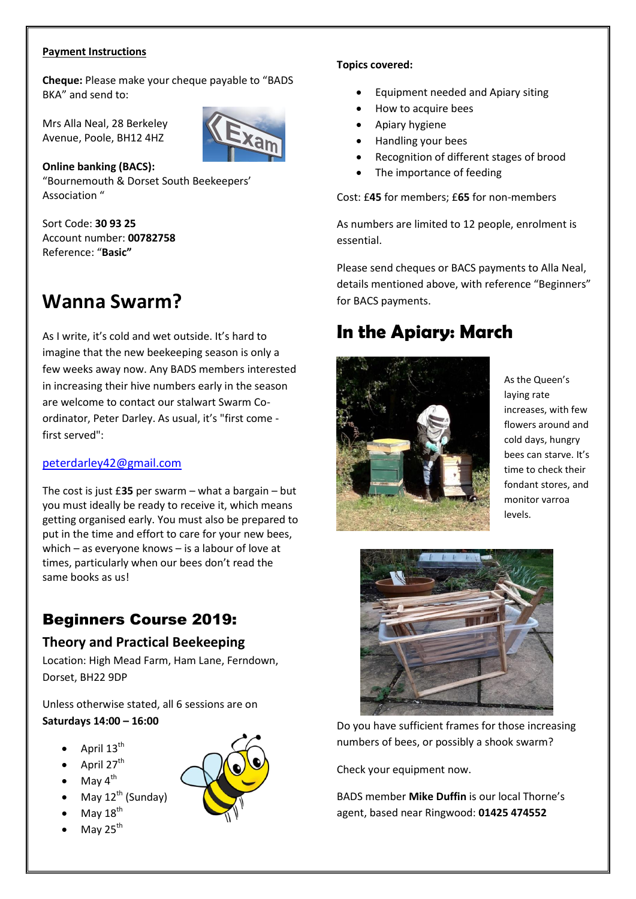**Payment Instructions**

**Cheque:** Please make your cheque payable to "BADS BKA" and send to:

Mrs Alla Neal, 28 Berkeley Avenue, Poole, BH12 4HZ

**Online banking (BACS):** "Bournemouth & Dorset South Beekeepers' Association "

Sort Code: **30 93 25**
Account number: **00782758**
Reference: "**Basic"**

# Wanna Swarm?

As I write, it's cold and wet outside. It's hard to imagine that the new beekeeping season is only a few weeks away now. Any BADS members interested in increasing their hive numbers early in the season are welcome to contact our stalwart Swarm Co-ordinator, Peter Darley. As usual, it's "first come - first served":

peterdarley42@gmail.com

The cost is just £**35** per swarm – what a bargain – but you must ideally be ready to receive it, which means getting organised early. You must also be prepared to put in the time and effort to care for your new bees, which – as everyone knows – is a labour of love at times, particularly when our bees don't read the same books as us!

## Beginners Course 2019:

### Theory and Practical Beekeeping

Location: High Mead Farm, Ham Lane, Ferndown, Dorset, BH22 9DP

Unless otherwise stated, all 6 sessions are on **Saturdays 14:00 – 16:00**

- April 13th
- April 27th
- May 4th
- May 12th (Sunday)
- May 18th
- May 25th

**Topics covered:**

- Equipment needed and Apiary siting
- How to acquire bees
- Apiary hygiene
- Handling your bees
- Recognition of different stages of brood
- The importance of feeding

Cost: £**45** for members; £**65** for non-members

As numbers are limited to 12 people, enrolment is essential.

Please send cheques or BACS payments to Alla Neal, details mentioned above, with reference "Beginners" for BACS payments.

# In the Apiary: March

As the Queen's laying rate increases, with few flowers around and cold days, hungry bees can starve. It's time to check their fondant stores, and monitor varroa levels.

Do you have sufficient frames for those increasing numbers of bees, or possibly a shook swarm?

Check your equipment now.

BADS member **Mike Duffin** is our local Thorne's agent, based near Ringwood: **01425 474552**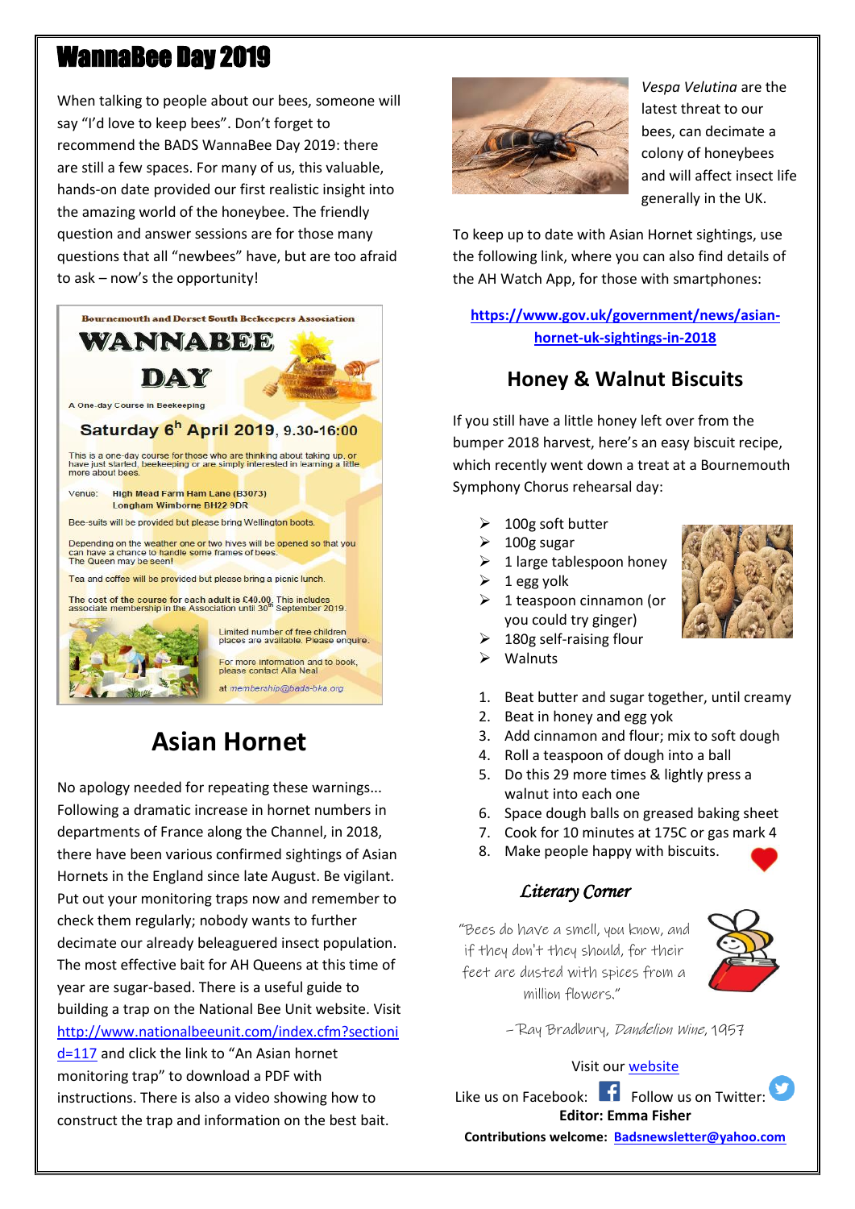# WannaBee Day 2019

When talking to people about our bees, someone will say "I'd love to keep bees". Don't forget to recommend the BADS WannaBee Day 2019: there are still a few spaces. For many of us, this valuable, hands-on date provided our first realistic insight into the amazing world of the honeybee. The friendly question and answer sessions are for those many questions that all "newbees" have, but are too afraid to ask – now's the opportunity!

Bournemouth and Dorset South Beekeepers Association

**WANNABEE DAY**

A One-day Course in Beekeeping

**Saturday 6th April 2019**, 9.30-16:00

This is a one-day course for those who are thinking about taking up, or have just started, beekeeping or are simply interested in learning a little more about bees.

Venue: **High Mead Farm Ham Lane (B3073) Longham Wimborne BH22 9DR**

Bee-suits will be provided but please bring Wellington boots.

Depending on the weather one or two hives will be opened so that you can have a chance to handle some frames of bees. The Queen may be seen!

Tea and coffee will be provided but please bring a picnic lunch.

**The cost of the course for each adult is £40.00.** This includes associate membership in the Association until 30th September 2019.

Limited number of free children places are available. Please enquire.

For more information and to book, please contact Alla Neal

at membership@bads-bka.org

## Asian Hornet

No apology needed for repeating these warnings... Following a dramatic increase in hornet numbers in departments of France along the Channel, in 2018, there have been various confirmed sightings of Asian Hornets in the England since late August. Be vigilant. Put out your monitoring traps now and remember to check them regularly; nobody wants to further decimate our already beleaguered insect population. The most effective bait for AH Queens at this time of year are sugar-based. There is a useful guide to building a trap on the National Bee Unit website. Visit http://www.nationalbeeunit.com/index.cfm?sectionid=117 and click the link to "An Asian hornet monitoring trap" to download a PDF with instructions. There is also a video showing how to construct the trap and information on the best bait.

*Vespa Velutina* are the latest threat to our bees, can decimate a colony of honeybees and will affect insect life generally in the UK.

To keep up to date with Asian Hornet sightings, use the following link, where you can also find details of the AH Watch App, for those with smartphones:

https://www.gov.uk/government/news/asian-hornet-uk-sightings-in-2018

## Honey & Walnut Biscuits

If you still have a little honey left over from the bumper 2018 harvest, here's an easy biscuit recipe, which recently went down a treat at a Bournemouth Symphony Chorus rehearsal day:

- 100g soft butter
- 100g sugar
- 1 large tablespoon honey
- 1 egg yolk
- 1 teaspoon cinnamon (or you could try ginger)
- 180g self-raising flour
- Walnuts

1. Beat butter and sugar together, until creamy
2. Beat in honey and egg yok
3. Add cinnamon and flour; mix to soft dough
4. Roll a teaspoon of dough into a ball
5. Do this 29 more times & lightly press a walnut into each one
6. Space dough balls on greased baking sheet
7. Cook for 10 minutes at 175C or gas mark 4
8. Make people happy with biscuits.

### *Literary Corner*

"Bees do have a smell, you know, and if they don't they should, for their feet are dusted with spices from a million flowers."

– Ray Bradbury, *Dandelion Wine*, 1957

Visit our website

Like us on Facebook: Follow us on Twitter:

**Editor: Emma Fisher**

**Contributions welcome: Badsnewsletter@yahoo.com**